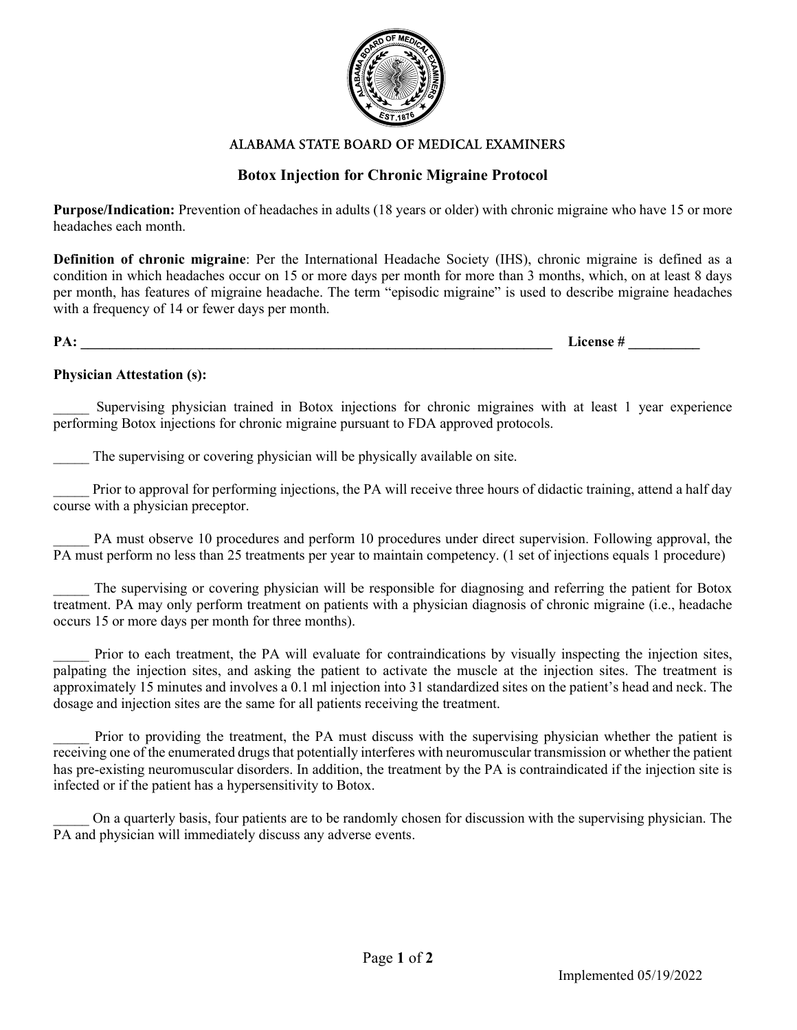# ALABAMA STATE BOARD OF MEDICAL EXAMINERS

## Botox Injection for Chronic Migraine Protocol

**Purpose/Indication:** Prevention of headaches in adults (18 years or older) with chronic migraine who have 15 or more headaches each month.

**Definition of chronic migraine**: Per the International Headache Society (IHS), chronic migraine is defined as a condition in which headaches occur on 15 or more days per month for more than 3 months, which, on at least 8 days per month, has features of migraine headache. The term "episodic migraine" is used to describe migraine headaches with a frequency of 14 or fewer days per month.

**PA: ______________________________________________________________________ License # __________**

**Physician Attestation (s):**

_____ Supervising physician trained in Botox injections for chronic migraines with at least 1 year experience performing Botox injections for chronic migraine pursuant to FDA approved protocols.

_____ The supervising or covering physician will be physically available on site.

_____ Prior to approval for performing injections, the PA will receive three hours of didactic training, attend a half day course with a physician preceptor.

_____ PA must observe 10 procedures and perform 10 procedures under direct supervision. Following approval, the PA must perform no less than 25 treatments per year to maintain competency. (1 set of injections equals 1 procedure)

_____ The supervising or covering physician will be responsible for diagnosing and referring the patient for Botox treatment. PA may only perform treatment on patients with a physician diagnosis of chronic migraine (i.e., headache occurs 15 or more days per month for three months).

_____ Prior to each treatment, the PA will evaluate for contraindications by visually inspecting the injection sites, palpating the injection sites, and asking the patient to activate the muscle at the injection sites. The treatment is approximately 15 minutes and involves a 0.1 ml injection into 31 standardized sites on the patient's head and neck. The dosage and injection sites are the same for all patients receiving the treatment.

_____ Prior to providing the treatment, the PA must discuss with the supervising physician whether the patient is receiving one of the enumerated drugs that potentially interferes with neuromuscular transmission or whether the patient has pre-existing neuromuscular disorders. In addition, the treatment by the PA is contraindicated if the injection site is infected or if the patient has a hypersensitivity to Botox.

_____ On a quarterly basis, four patients are to be randomly chosen for discussion with the supervising physician. The PA and physician will immediately discuss any adverse events.

Implemented 05/19/2022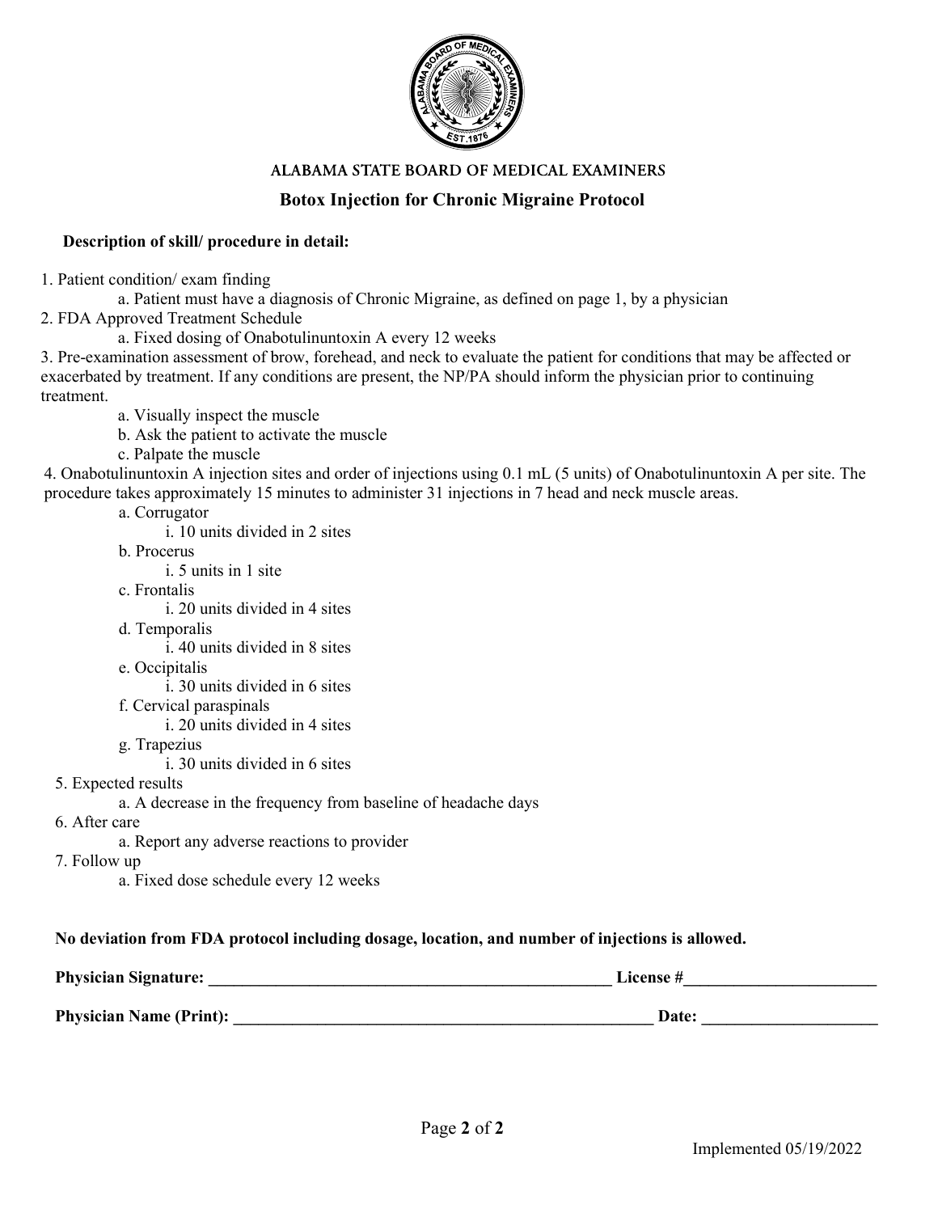# ALABAMA STATE BOARD OF MEDICAL EXAMINERS

## Botox Injection for Chronic Migraine Protocol

**Description of skill/ procedure in detail:**

1. Patient condition/ exam finding
    a. Patient must have a diagnosis of Chronic Migraine, as defined on page 1, by a physician
2. FDA Approved Treatment Schedule
    a. Fixed dosing of Onabotulinuntoxin A every 12 weeks
3. Pre-examination assessment of brow, forehead, and neck to evaluate the patient for conditions that may be affected or exacerbated by treatment. If any conditions are present, the NP/PA should inform the physician prior to continuing treatment.
    a. Visually inspect the muscle
    b. Ask the patient to activate the muscle
    c. Palpate the muscle
4. Onabotulinuntoxin A injection sites and order of injections using 0.1 mL (5 units) of Onabotulinuntoxin A per site. The procedure takes approximately 15 minutes to administer 31 injections in 7 head and neck muscle areas.
    a. Corrugator
        i. 10 units divided in 2 sites
    b. Procerus
        i. 5 units in 1 site
    c. Frontalis
        i. 20 units divided in 4 sites
    d. Temporalis
        i. 40 units divided in 8 sites
    e. Occipitalis
        i. 30 units divided in 6 sites
    f. Cervical paraspinals
        i. 20 units divided in 4 sites
    g. Trapezius
        i. 30 units divided in 6 sites
5. Expected results
    a. A decrease in the frequency from baseline of headache days
6. After care
    a. Report any adverse reactions to provider
7. Follow up
    a. Fixed dose schedule every 12 weeks

**No deviation from FDA protocol including dosage, location, and number of injections is allowed.**

**Physician Signature:** ______________________________ **License #**____________________

**Physician Name (Print):** ______________________________ **Date:** ____________________

Implemented 05/19/2022